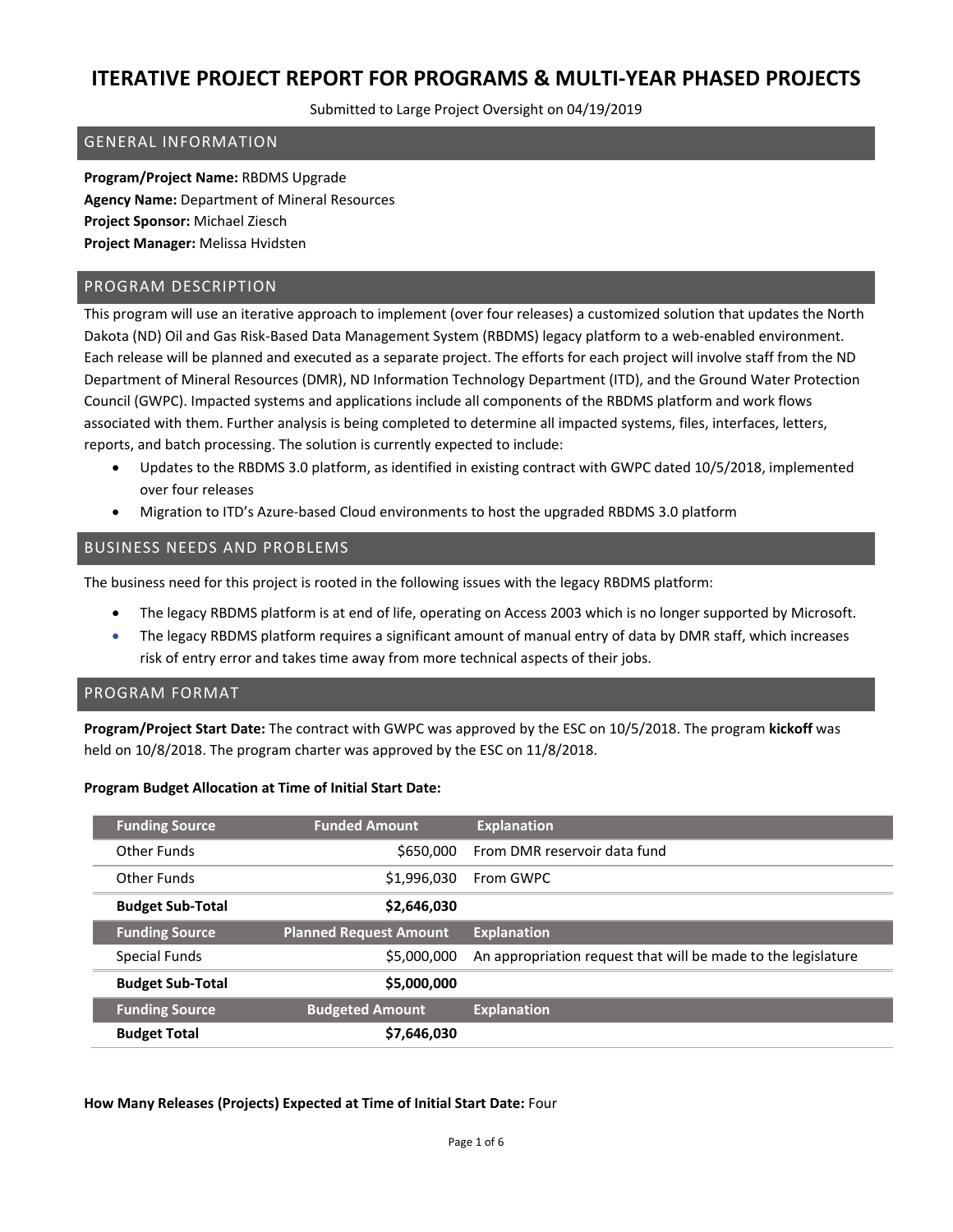# ITERATIVE PROJECT REPORT FOR PROGRAMS & MULTI-YEAR PHASED PROJECTS

Submitted to Large Project Oversight on 04/19/2019

## GENERAL INFORMATION

**Program/Project Name:** RBDMS Upgrade
**Agency Name:** Department of Mineral Resources
**Project Sponsor:** Michael Ziesch
**Project Manager:** Melissa Hvidsten

## PROGRAM DESCRIPTION

This program will use an iterative approach to implement (over four releases) a customized solution that updates the North Dakota (ND) Oil and Gas Risk-Based Data Management System (RBDMS) legacy platform to a web-enabled environment. Each release will be planned and executed as a separate project. The efforts for each project will involve staff from the ND Department of Mineral Resources (DMR), ND Information Technology Department (ITD), and the Ground Water Protection Council (GWPC). Impacted systems and applications include all components of the RBDMS platform and work flows associated with them. Further analysis is being completed to determine all impacted systems, files, interfaces, letters, reports, and batch processing. The solution is currently expected to include:

- Updates to the RBDMS 3.0 platform, as identified in existing contract with GWPC dated 10/5/2018, implemented over four releases
- Migration to ITD's Azure-based Cloud environments to host the upgraded RBDMS 3.0 platform

## BUSINESS NEEDS AND PROBLEMS

The business need for this project is rooted in the following issues with the legacy RBDMS platform:

- The legacy RBDMS platform is at end of life, operating on Access 2003 which is no longer supported by Microsoft.
- The legacy RBDMS platform requires a significant amount of manual entry of data by DMR staff, which increases risk of entry error and takes time away from more technical aspects of their jobs.

## PROGRAM FORMAT

**Program/Project Start Date:** The contract with GWPC was approved by the ESC on 10/5/2018. The program **kickoff** was held on 10/8/2018. The program charter was approved by the ESC on 11/8/2018.

**Program Budget Allocation at Time of Initial Start Date:**

| Funding Source | Funded Amount | Explanation |
|---|---:|---|
| Other Funds | $650,000 | From DMR reservoir data fund |
| Other Funds | $1,996,030 | From GWPC |
| **Budget Sub-Total** | **$2,646,030** | |
| **Funding Source** | **Planned Request Amount** | **Explanation** |
| Special Funds | $5,000,000 | An appropriation request that will be made to the legislature |
| **Budget Sub-Total** | **$5,000,000** | |
| **Funding Source** | **Budgeted Amount** | **Explanation** |
| **Budget Total** | **$7,646,030** | |

**How Many Releases (Projects) Expected at Time of Initial Start Date:** Four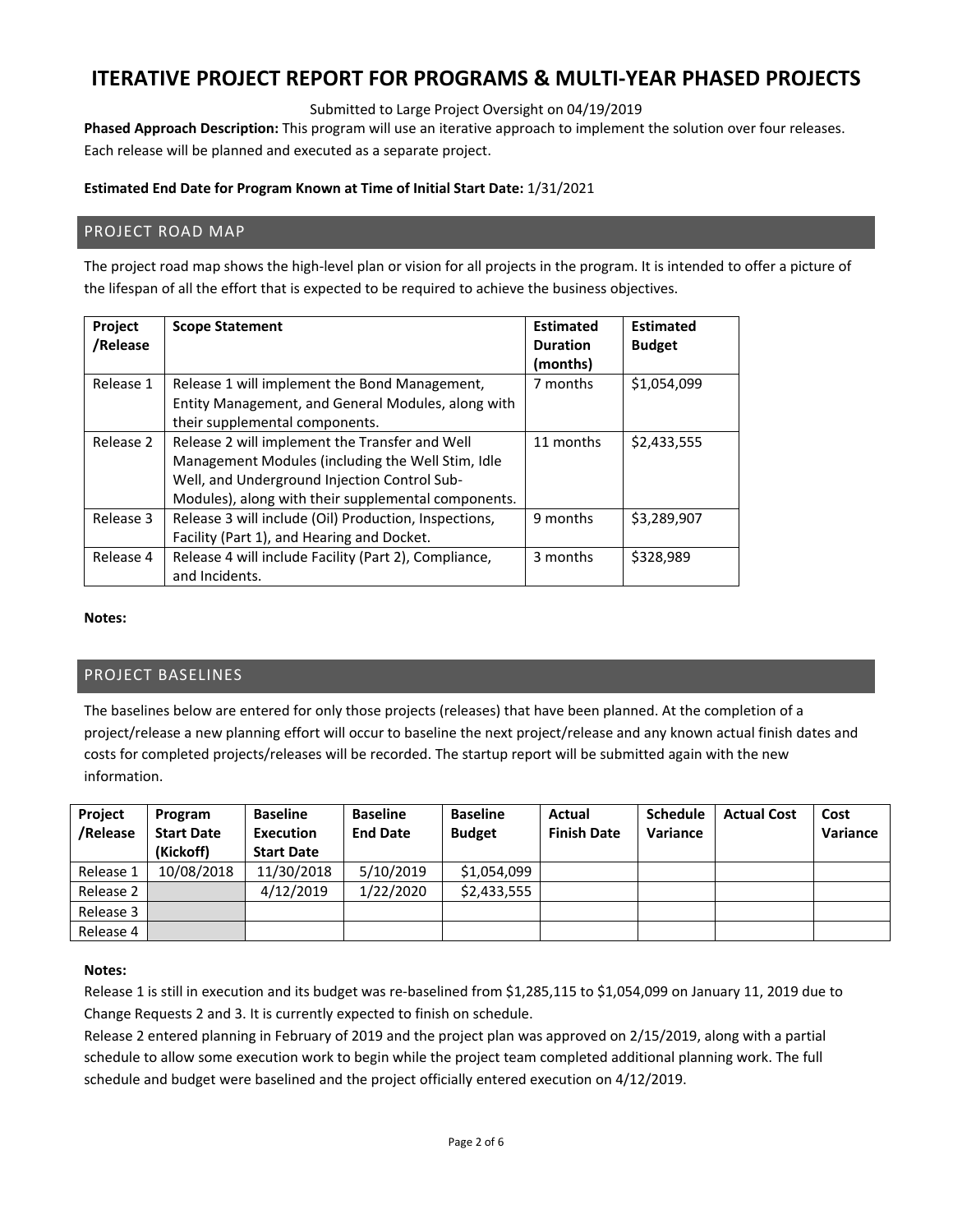# ITERATIVE PROJECT REPORT FOR PROGRAMS & MULTI-YEAR PHASED PROJECTS

Submitted to Large Project Oversight on 04/19/2019

**Phased Approach Description:** This program will use an iterative approach to implement the solution over four releases. Each release will be planned and executed as a separate project.

**Estimated End Date for Program Known at Time of Initial Start Date:** 1/31/2021

## PROJECT ROAD MAP

The project road map shows the high-level plan or vision for all projects in the program. It is intended to offer a picture of the lifespan of all the effort that is expected to be required to achieve the business objectives.

| Project /Release | Scope Statement | Estimated Duration (months) | Estimated Budget |
|---|---|---|---|
| Release 1 | Release 1 will implement the Bond Management, Entity Management, and General Modules, along with their supplemental components. | 7 months | $1,054,099 |
| Release 2 | Release 2 will implement the Transfer and Well Management Modules (including the Well Stim, Idle Well, and Underground Injection Control Sub-Modules), along with their supplemental components. | 11 months | $2,433,555 |
| Release 3 | Release 3 will include (Oil) Production, Inspections, Facility (Part 1), and Hearing and Docket. | 9 months | $3,289,907 |
| Release 4 | Release 4 will include Facility (Part 2), Compliance, and Incidents. | 3 months | $328,989 |

**Notes:**

## PROJECT BASELINES

The baselines below are entered for only those projects (releases) that have been planned. At the completion of a project/release a new planning effort will occur to baseline the next project/release and any known actual finish dates and costs for completed projects/releases will be recorded. The startup report will be submitted again with the new information.

| Project /Release | Program Start Date (Kickoff) | Baseline Execution Start Date | Baseline End Date | Baseline Budget | Actual Finish Date | Schedule Variance | Actual Cost | Cost Variance |
|---|---|---|---|---|---|---|---|---|
| Release 1 | 10/08/2018 | 11/30/2018 | 5/10/2019 | $1,054,099 | | | | |
| Release 2 | | 4/12/2019 | 1/22/2020 | $2,433,555 | | | | |
| Release 3 | | | | | | | | |
| Release 4 | | | | | | | | |

**Notes:**

Release 1 is still in execution and its budget was re-baselined from $1,285,115 to $1,054,099 on January 11, 2019 due to Change Requests 2 and 3. It is currently expected to finish on schedule.

Release 2 entered planning in February of 2019 and the project plan was approved on 2/15/2019, along with a partial schedule to allow some execution work to begin while the project team completed additional planning work. The full schedule and budget were baselined and the project officially entered execution on 4/12/2019.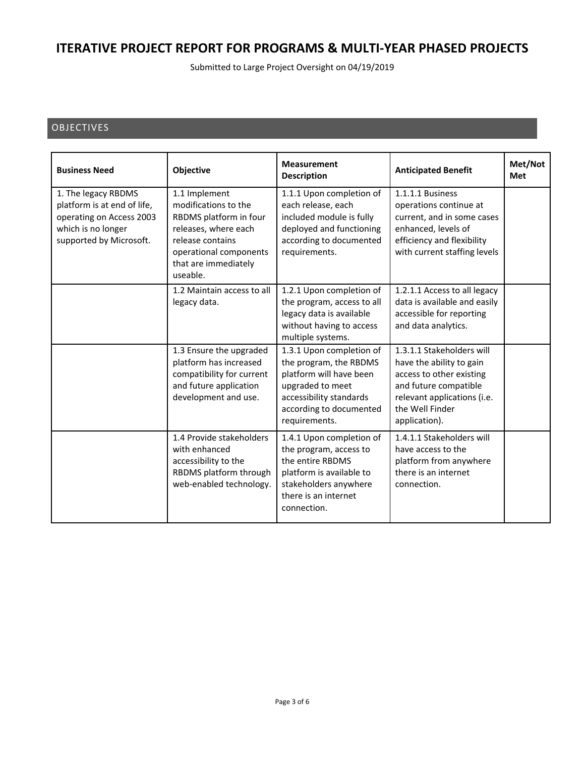# ITERATIVE PROJECT REPORT FOR PROGRAMS & MULTI-YEAR PHASED PROJECTS

Submitted to Large Project Oversight on 04/19/2019

## OBJECTIVES

| Business Need | Objective | Measurement Description | Anticipated Benefit | Met/Not Met |
|---|---|---|---|---|
| 1. The legacy RBDMS platform is at end of life, operating on Access 2003 which is no longer supported by Microsoft. | 1.1 Implement modifications to the RBDMS platform in four releases, where each release contains operational components that are immediately useable. | 1.1.1 Upon completion of each release, each included module is fully deployed and functioning according to documented requirements. | 1.1.1.1 Business operations continue at current, and in some cases enhanced, levels of efficiency and flexibility with current staffing levels | |
| | 1.2 Maintain access to all legacy data. | 1.2.1 Upon completion of the program, access to all legacy data is available without having to access multiple systems. | 1.2.1.1 Access to all legacy data is available and easily accessible for reporting and data analytics. | |
| | 1.3 Ensure the upgraded platform has increased compatibility for current and future application development and use. | 1.3.1 Upon completion of the program, the RBDMS platform will have been upgraded to meet accessibility standards according to documented requirements. | 1.3.1.1 Stakeholders will have the ability to gain access to other existing and future compatible relevant applications (i.e. the Well Finder application). | |
| | 1.4 Provide stakeholders with enhanced accessibility to the RBDMS platform through web-enabled technology. | 1.4.1 Upon completion of the program, access to the entire RBDMS platform is available to stakeholders anywhere there is an internet connection. | 1.4.1.1 Stakeholders will have access to the platform from anywhere there is an internet connection. | |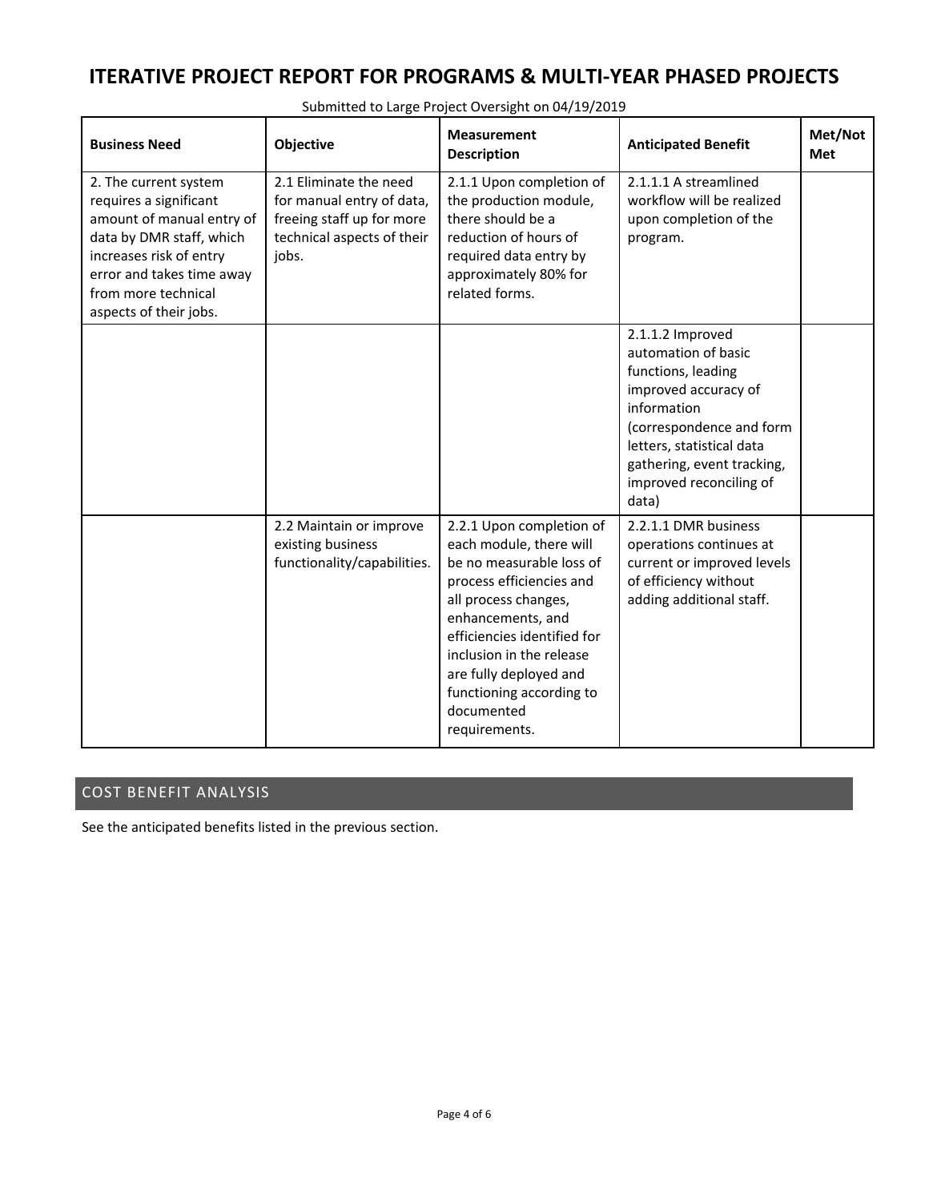# ITERATIVE PROJECT REPORT FOR PROGRAMS & MULTI-YEAR PHASED PROJECTS

Submitted to Large Project Oversight on 04/19/2019

| Business Need | Objective | Measurement Description | Anticipated Benefit | Met/Not Met |
|---|---|---|---|---|
| 2. The current system requires a significant amount of manual entry of data by DMR staff, which increases risk of entry error and takes time away from more technical aspects of their jobs. | 2.1 Eliminate the need for manual entry of data, freeing staff up for more technical aspects of their jobs. | 2.1.1 Upon completion of the production module, there should be a reduction of hours of required data entry by approximately 80% for related forms. | 2.1.1.1 A streamlined workflow will be realized upon completion of the program. | |
| | | | 2.1.1.2 Improved automation of basic functions, leading improved accuracy of information (correspondence and form letters, statistical data gathering, event tracking, improved reconciling of data) | |
| | 2.2 Maintain or improve existing business functionality/capabilities. | 2.2.1 Upon completion of each module, there will be no measurable loss of process efficiencies and all process changes, enhancements, and efficiencies identified for inclusion in the release are fully deployed and functioning according to documented requirements. | 2.2.1.1 DMR business operations continues at current or improved levels of efficiency without adding additional staff. | |

## COST BENEFIT ANALYSIS

See the anticipated benefits listed in the previous section.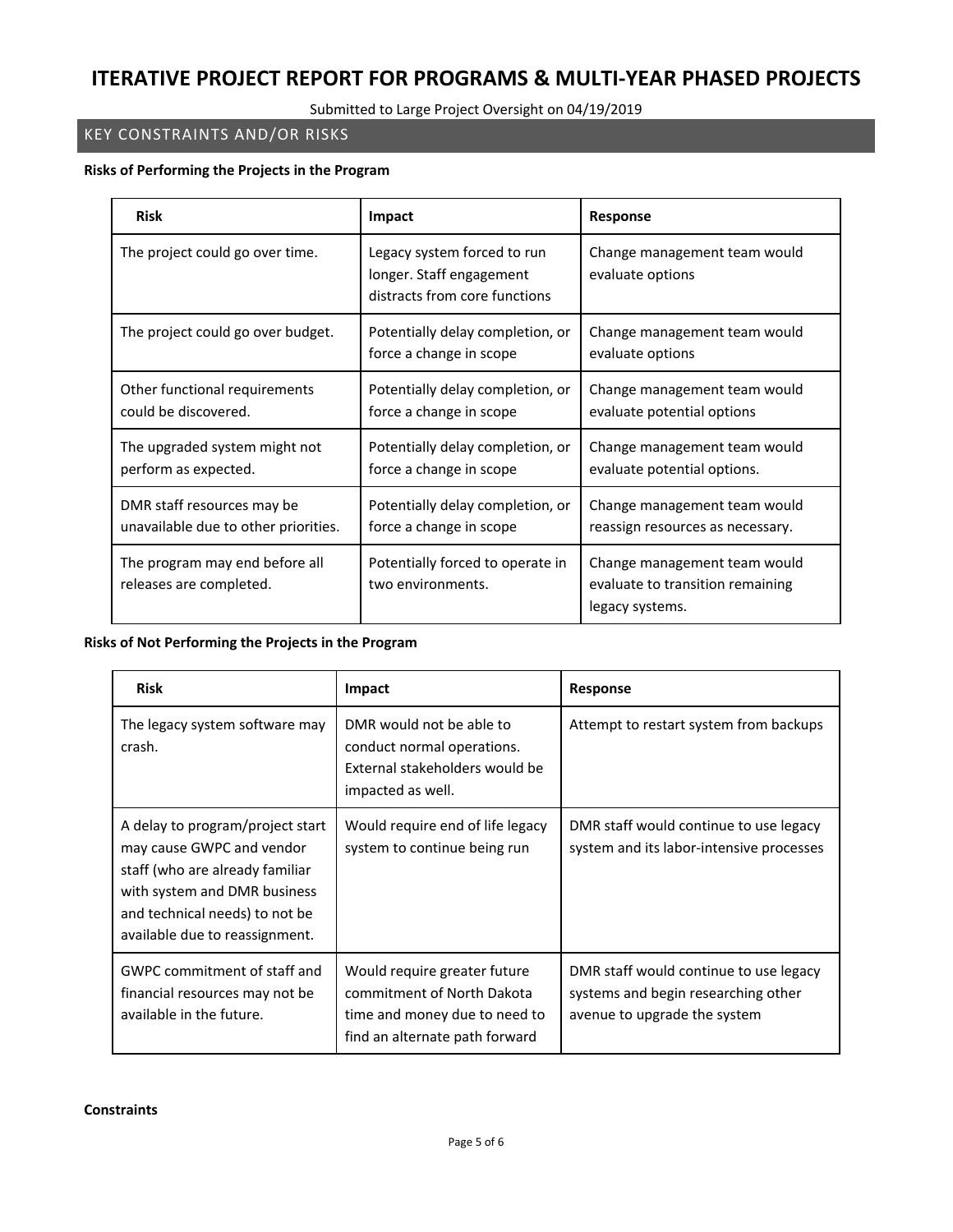# ITERATIVE PROJECT REPORT FOR PROGRAMS & MULTI-YEAR PHASED PROJECTS

Submitted to Large Project Oversight on 04/19/2019

## KEY CONSTRAINTS AND/OR RISKS

**Risks of Performing the Projects in the Program**

| Risk | Impact | Response |
|---|---|---|
| The project could go over time. | Legacy system forced to run longer. Staff engagement distracts from core functions | Change management team would evaluate options |
| The project could go over budget. | Potentially delay completion, or force a change in scope | Change management team would evaluate options |
| Other functional requirements could be discovered. | Potentially delay completion, or force a change in scope | Change management team would evaluate potential options |
| The upgraded system might not perform as expected. | Potentially delay completion, or force a change in scope | Change management team would evaluate potential options. |
| DMR staff resources may be unavailable due to other priorities. | Potentially delay completion, or force a change in scope | Change management team would reassign resources as necessary. |
| The program may end before all releases are completed. | Potentially forced to operate in two environments. | Change management team would evaluate to transition remaining legacy systems. |

**Risks of Not Performing the Projects in the Program**

| Risk | Impact | Response |
|---|---|---|
| The legacy system software may crash. | DMR would not be able to conduct normal operations. External stakeholders would be impacted as well. | Attempt to restart system from backups |
| A delay to program/project start may cause GWPC and vendor staff (who are already familiar with system and DMR business and technical needs) to not be available due to reassignment. | Would require end of life legacy system to continue being run | DMR staff would continue to use legacy system and its labor-intensive processes |
| GWPC commitment of staff and financial resources may not be available in the future. | Would require greater future commitment of North Dakota time and money due to need to find an alternate path forward | DMR staff would continue to use legacy systems and begin researching other avenue to upgrade the system |

**Constraints**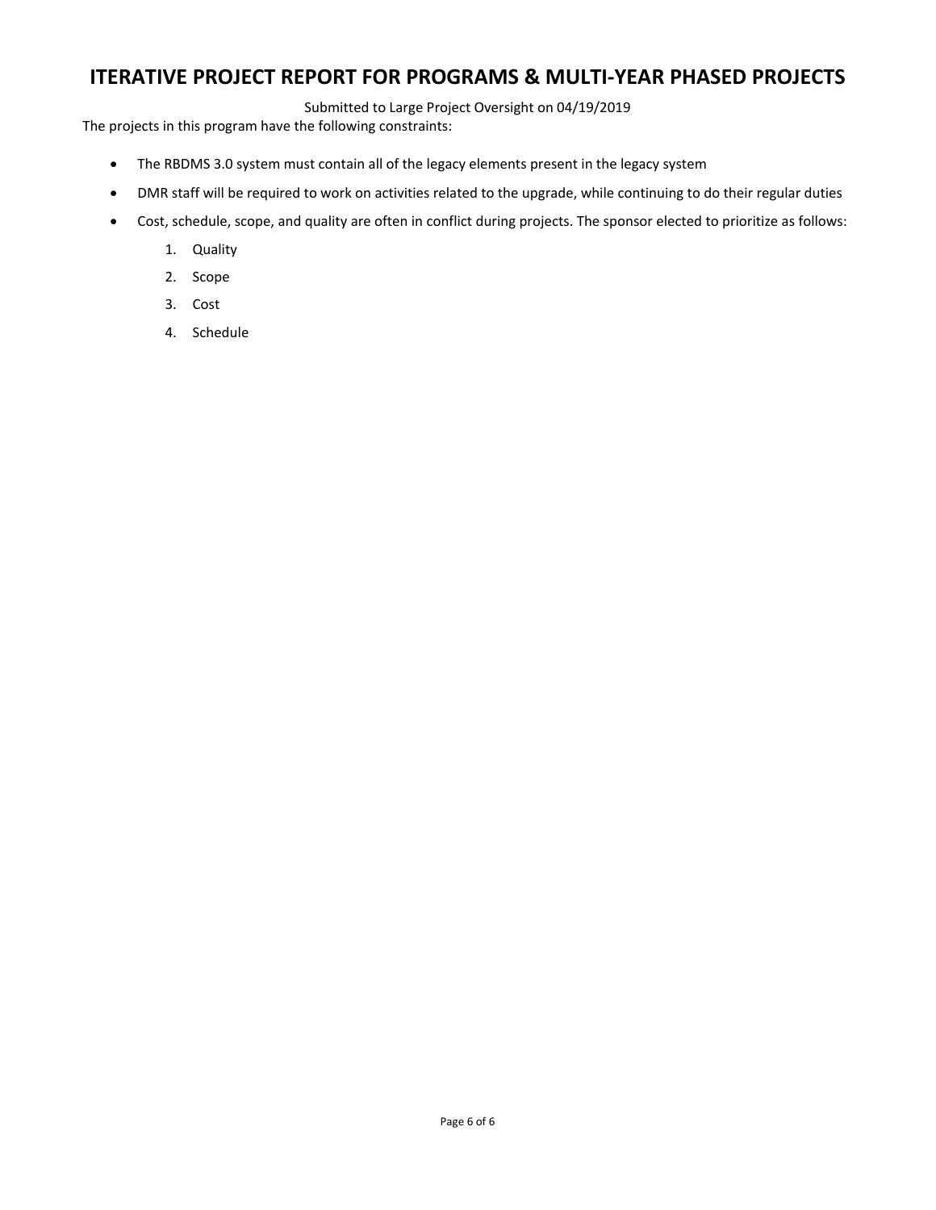The projects in this program have the following constraints:

- The RBDMS 3.0 system must contain all of the legacy elements present in the legacy system
- DMR staff will be required to work on activities related to the upgrade, while continuing to do their regular duties
- Cost, schedule, scope, and quality are often in conflict during projects. The sponsor elected to prioritize as follows:
    1. Quality
    2. Scope
    3. Cost
    4. Schedule